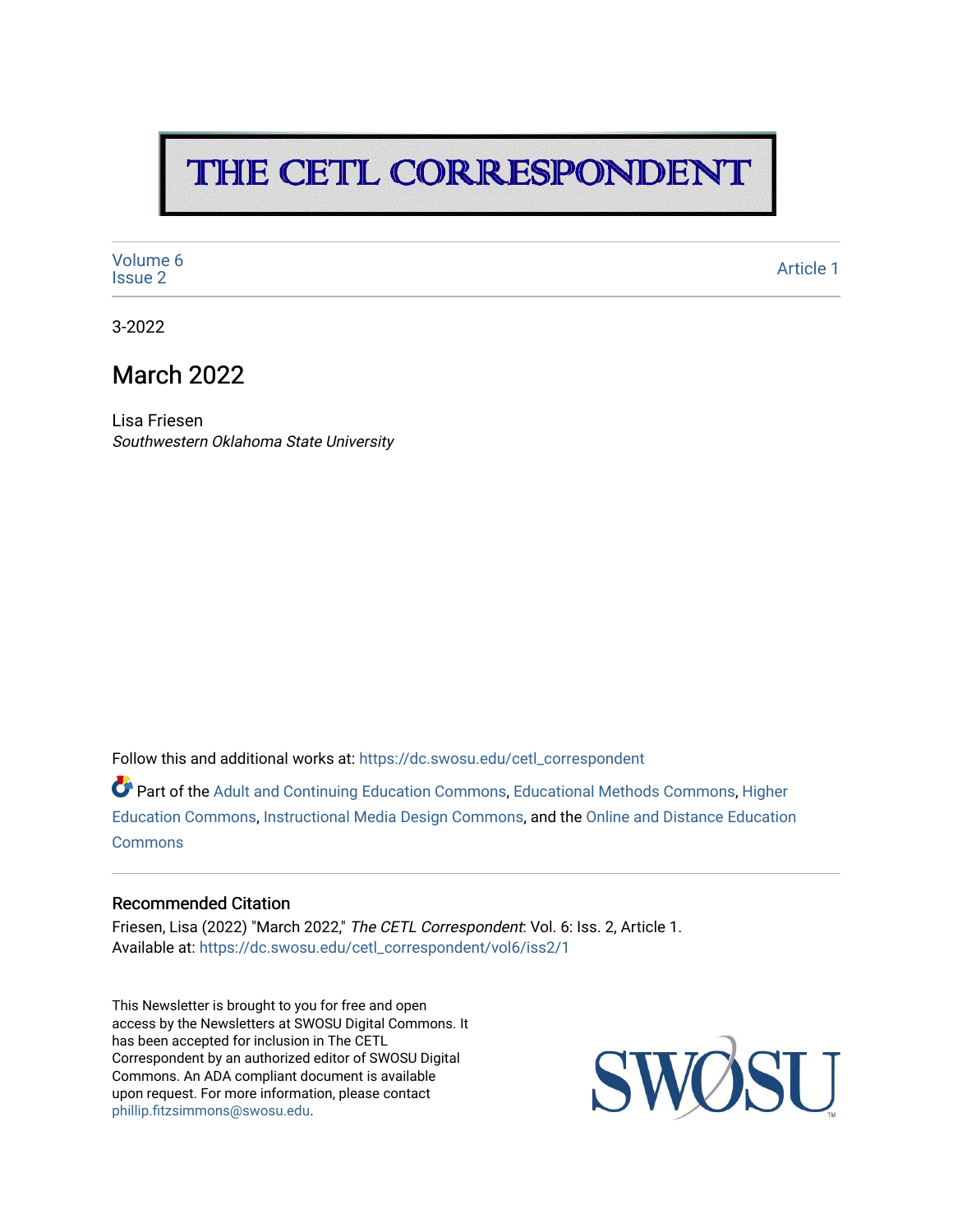# THE CETL CORRESPONDENT

Volume 6
Issue 2

Article 1

3-2022

## March 2022

Lisa Friesen
*Southwestern Oklahoma State University*

Follow this and additional works at: https://dc.swosu.edu/cetl_correspondent

Part of the Adult and Continuing Education Commons, Educational Methods Commons, Higher Education Commons, Instructional Media Design Commons, and the Online and Distance Education Commons

### Recommended Citation

Friesen, Lisa (2022) "March 2022," *The CETL Correspondent*: Vol. 6: Iss. 2, Article 1.
Available at: https://dc.swosu.edu/cetl_correspondent/vol6/iss2/1

This Newsletter is brought to you for free and open access by the Newsletters at SWOSU Digital Commons. It has been accepted for inclusion in The CETL Correspondent by an authorized editor of SWOSU Digital Commons. An ADA compliant document is available upon request. For more information, please contact phillip.fitzsimmons@swosu.edu.

SWOSU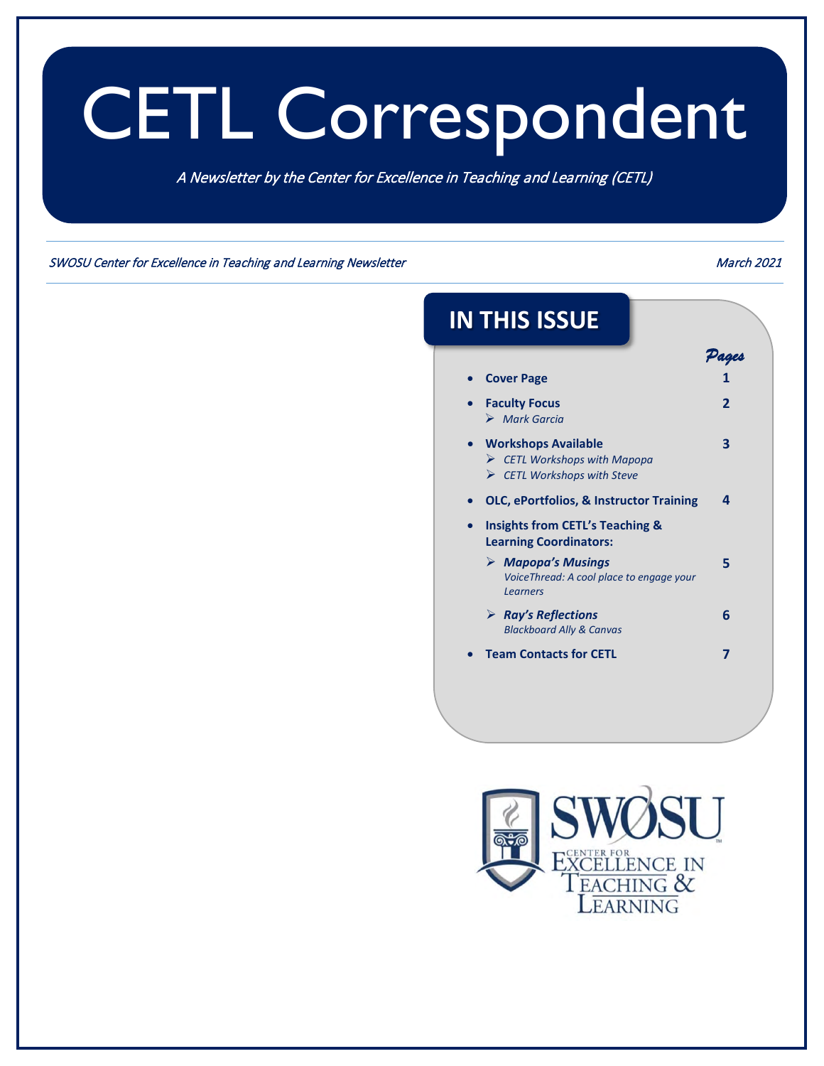# CETL Correspondent

*A Newsletter by the Center for Excellence in Teaching and Learning (CETL)*

*SWOSU Center for Excellence in Teaching and Learning Newsletter* *March 2021*

## IN THIS ISSUE

| | *Pages* |
|---|---|
| • **Cover Page** | **1** |
| • **Faculty Focus** | **2** |
| ➢ *Mark Garcia* | |
| • **Workshops Available** | **3** |
| ➢ *CETL Workshops with Mapopa* | |
| ➢ *CETL Workshops with Steve* | |
| • **OLC, ePortfolios, & Instructor Training** | **4** |
| • **Insights from CETL's Teaching & Learning Coordinators:** | |
| ➢ ***Mapopa's Musings*** *VoiceThread: A cool place to engage your Learners* | **5** |
| ➢ ***Ray's Reflections*** *Blackboard Ally & Canvas* | **6** |
| • **Team Contacts for CETL** | **7** |

SWOSU
CENTER FOR EXCELLENCE IN TEACHING & LEARNING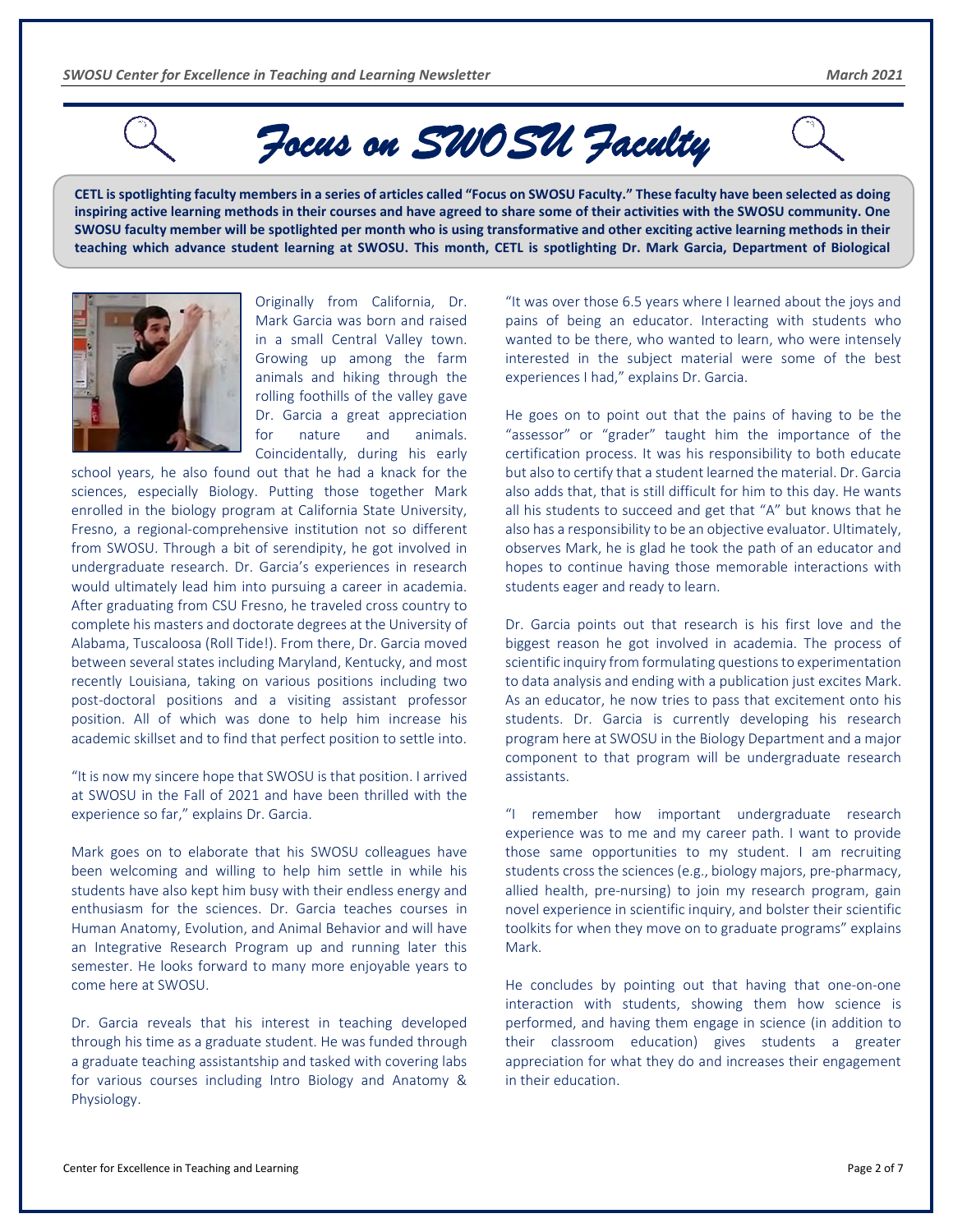# Focus on SWOSU Faculty

**CETL is spotlighting faculty members in a series of articles called "Focus on SWOSU Faculty." These faculty have been selected as doing inspiring active learning methods in their courses and have agreed to share some of their activities with the SWOSU community. One SWOSU faculty member will be spotlighted per month who is using transformative and other exciting active learning methods in their teaching which advance student learning at SWOSU. This month, CETL is spotlighting Dr. Mark Garcia, Department of Biological**

Originally from California, Dr. Mark Garcia was born and raised in a small Central Valley town. Growing up among the farm animals and hiking through the rolling foothills of the valley gave Dr. Garcia a great appreciation for nature and animals. Coincidentally, during his early school years, he also found out that he had a knack for the sciences, especially Biology. Putting those together Mark enrolled in the biology program at California State University, Fresno, a regional-comprehensive institution not so different from SWOSU. Through a bit of serendipity, he got involved in undergraduate research. Dr. Garcia's experiences in research would ultimately lead him into pursuing a career in academia. After graduating from CSU Fresno, he traveled cross country to complete his masters and doctorate degrees at the University of Alabama, Tuscaloosa (Roll Tide!). From there, Dr. Garcia moved between several states including Maryland, Kentucky, and most recently Louisiana, taking on various positions including two post-doctoral positions and a visiting assistant professor position. All of which was done to help him increase his academic skillset and to find that perfect position to settle into.

"It is now my sincere hope that SWOSU is that position. I arrived at SWOSU in the Fall of 2021 and have been thrilled with the experience so far," explains Dr. Garcia.

Mark goes on to elaborate that his SWOSU colleagues have been welcoming and willing to help him settle in while his students have also kept him busy with their endless energy and enthusiasm for the sciences. Dr. Garcia teaches courses in Human Anatomy, Evolution, and Animal Behavior and will have an Integrative Research Program up and running later this semester. He looks forward to many more enjoyable years to come here at SWOSU.

Dr. Garcia reveals that his interest in teaching developed through his time as a graduate student. He was funded through a graduate teaching assistantship and tasked with covering labs for various courses including Intro Biology and Anatomy & Physiology.

"It was over those 6.5 years where I learned about the joys and pains of being an educator. Interacting with students who wanted to be there, who wanted to learn, who were intensely interested in the subject material were some of the best experiences I had," explains Dr. Garcia.

He goes on to point out that the pains of having to be the "assessor" or "grader" taught him the importance of the certification process. It was his responsibility to both educate but also to certify that a student learned the material. Dr. Garcia also adds that, that is still difficult for him to this day. He wants all his students to succeed and get that "A" but knows that he also has a responsibility to be an objective evaluator. Ultimately, observes Mark, he is glad he took the path of an educator and hopes to continue having those memorable interactions with students eager and ready to learn.

Dr. Garcia points out that research is his first love and the biggest reason he got involved in academia. The process of scientific inquiry from formulating questions to experimentation to data analysis and ending with a publication just excites Mark. As an educator, he now tries to pass that excitement onto his students. Dr. Garcia is currently developing his research program here at SWOSU in the Biology Department and a major component to that program will be undergraduate research assistants.

"I remember how important undergraduate research experience was to me and my career path. I want to provide those same opportunities to my student. I am recruiting students cross the sciences (e.g., biology majors, pre-pharmacy, allied health, pre-nursing) to join my research program, gain novel experience in scientific inquiry, and bolster their scientific toolkits for when they move on to graduate programs" explains Mark.

He concludes by pointing out that having that one-on-one interaction with students, showing them how science is performed, and having them engage in science (in addition to their classroom education) gives students a greater appreciation for what they do and increases their engagement in their education.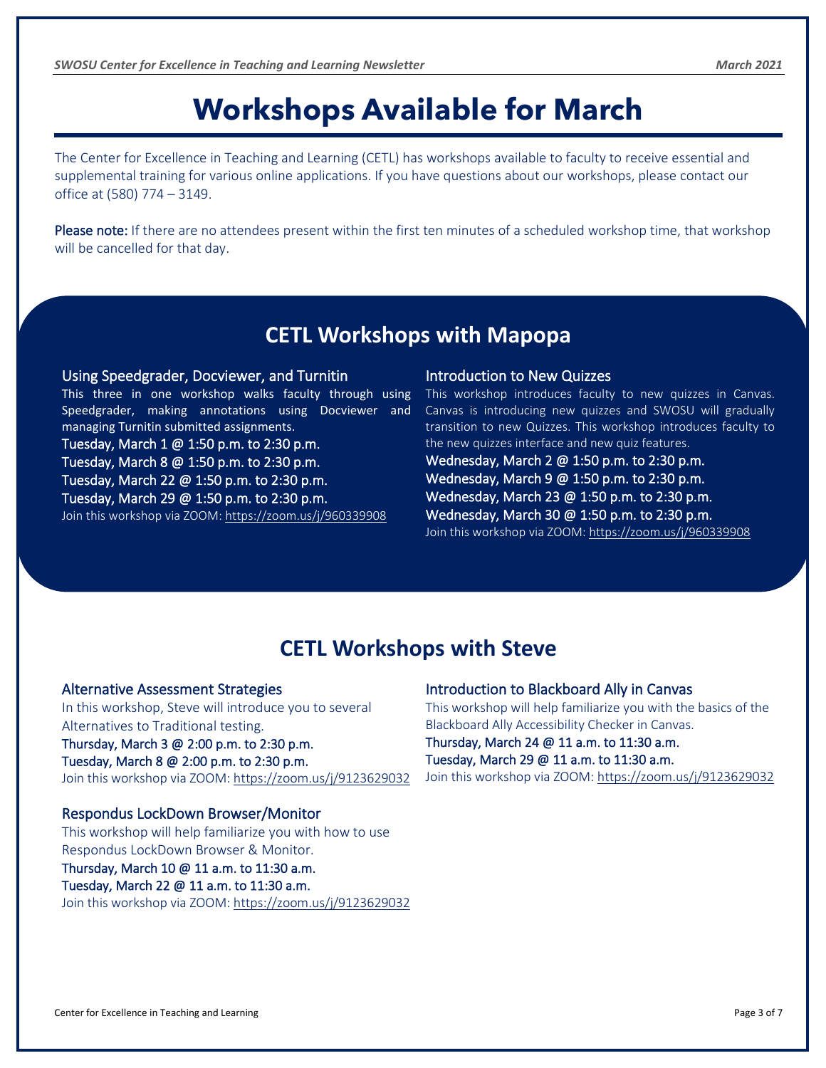# Workshops Available for March

The Center for Excellence in Teaching and Learning (CETL) has workshops available to faculty to receive essential and supplemental training for various online applications. If you have questions about our workshops, please contact our office at (580) 774 – 3149.

**Please note:** If there are no attendees present within the first ten minutes of a scheduled workshop time, that workshop will be cancelled for that day.

## CETL Workshops with Mapopa

### Using Speedgrader, Docviewer, and Turnitin

This three in one workshop walks faculty through using Speedgrader, making annotations using Docviewer and managing Turnitin submitted assignments.

Tuesday, March 1 @ 1:50 p.m. to 2:30 p.m.
Tuesday, March 8 @ 1:50 p.m. to 2:30 p.m.
Tuesday, March 22 @ 1:50 p.m. to 2:30 p.m.
Tuesday, March 29 @ 1:50 p.m. to 2:30 p.m.

Join this workshop via ZOOM: https://zoom.us/j/960339908

### Introduction to New Quizzes

This workshop introduces faculty to new quizzes in Canvas. Canvas is introducing new quizzes and SWOSU will gradually transition to new Quizzes. This workshop introduces faculty to the new quizzes interface and new quiz features.

Wednesday, March 2 @ 1:50 p.m. to 2:30 p.m.
Wednesday, March 9 @ 1:50 p.m. to 2:30 p.m.
Wednesday, March 23 @ 1:50 p.m. to 2:30 p.m.
Wednesday, March 30 @ 1:50 p.m. to 2:30 p.m.

Join this workshop via ZOOM: https://zoom.us/j/960339908

## CETL Workshops with Steve

### Alternative Assessment Strategies

In this workshop, Steve will introduce you to several Alternatives to Traditional testing.

Thursday, March 3 @ 2:00 p.m. to 2:30 p.m.
Tuesday, March 8 @ 2:00 p.m. to 2:30 p.m.

Join this workshop via ZOOM: https://zoom.us/j/9123629032

### Respondus LockDown Browser/Monitor

This workshop will help familiarize you with how to use Respondus LockDown Browser & Monitor.

Thursday, March 10 @ 11 a.m. to 11:30 a.m.
Tuesday, March 22 @ 11 a.m. to 11:30 a.m.

Join this workshop via ZOOM: https://zoom.us/j/9123629032

### Introduction to Blackboard Ally in Canvas

This workshop will help familiarize you with the basics of the Blackboard Ally Accessibility Checker in Canvas.

Thursday, March 24 @ 11 a.m. to 11:30 a.m.
Tuesday, March 29 @ 11 a.m. to 11:30 a.m.

Join this workshop via ZOOM: https://zoom.us/j/9123629032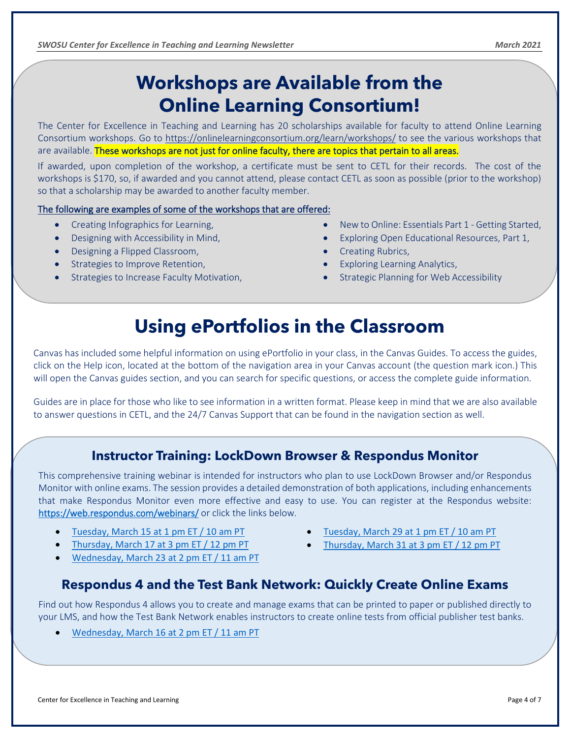# Workshops are Available from the Online Learning Consortium!

The Center for Excellence in Teaching and Learning has 20 scholarships available for faculty to attend Online Learning Consortium workshops. Go to https://onlinelearningconsortium.org/learn/workshops/ to see the various workshops that are available. **These workshops are not just for online faculty, there are topics that pertain to all areas.**

If awarded, upon completion of the workshop, a certificate must be sent to CETL for their records. The cost of the workshops is $170, so, if awarded and you cannot attend, please contact CETL as soon as possible (prior to the workshop) so that a scholarship may be awarded to another faculty member.

The following are examples of some of the workshops that are offered:

- Creating Infographics for Learning,
- Designing with Accessibility in Mind,
- Designing a Flipped Classroom,
- Strategies to Improve Retention,
- Strategies to Increase Faculty Motivation,
- New to Online: Essentials Part 1 - Getting Started,
- Exploring Open Educational Resources, Part 1,
- Creating Rubrics,
- Exploring Learning Analytics,
- Strategic Planning for Web Accessibility

# Using ePortfolios in the Classroom

Canvas has included some helpful information on using ePortfolio in your class, in the Canvas Guides. To access the guides, click on the Help icon, located at the bottom of the navigation area in your Canvas account (the question mark icon.) This will open the Canvas guides section, and you can search for specific questions, or access the complete guide information.

Guides are in place for those who like to see information in a written format. Please keep in mind that we are also available to answer questions in CETL, and the 24/7 Canvas Support that can be found in the navigation section as well.

## Instructor Training: LockDown Browser & Respondus Monitor

This comprehensive training webinar is intended for instructors who plan to use LockDown Browser and/or Respondus Monitor with online exams. The session provides a detailed demonstration of both applications, including enhancements that make Respondus Monitor even more effective and easy to use. You can register at the Respondus website: https://web.respondus.com/webinars/ or click the links below.

- Tuesday, March 15 at 1 pm ET / 10 am PT
- Thursday, March 17 at 3 pm ET / 12 pm PT
- Wednesday, March 23 at 2 pm ET / 11 am PT
- Tuesday, March 29 at 1 pm ET / 10 am PT
- Thursday, March 31 at 3 pm ET / 12 pm PT

## Respondus 4 and the Test Bank Network: Quickly Create Online Exams

Find out how Respondus 4 allows you to create and manage exams that can be printed to paper or published directly to your LMS, and how the Test Bank Network enables instructors to create online tests from official publisher test banks.

- Wednesday, March 16 at 2 pm ET / 11 am PT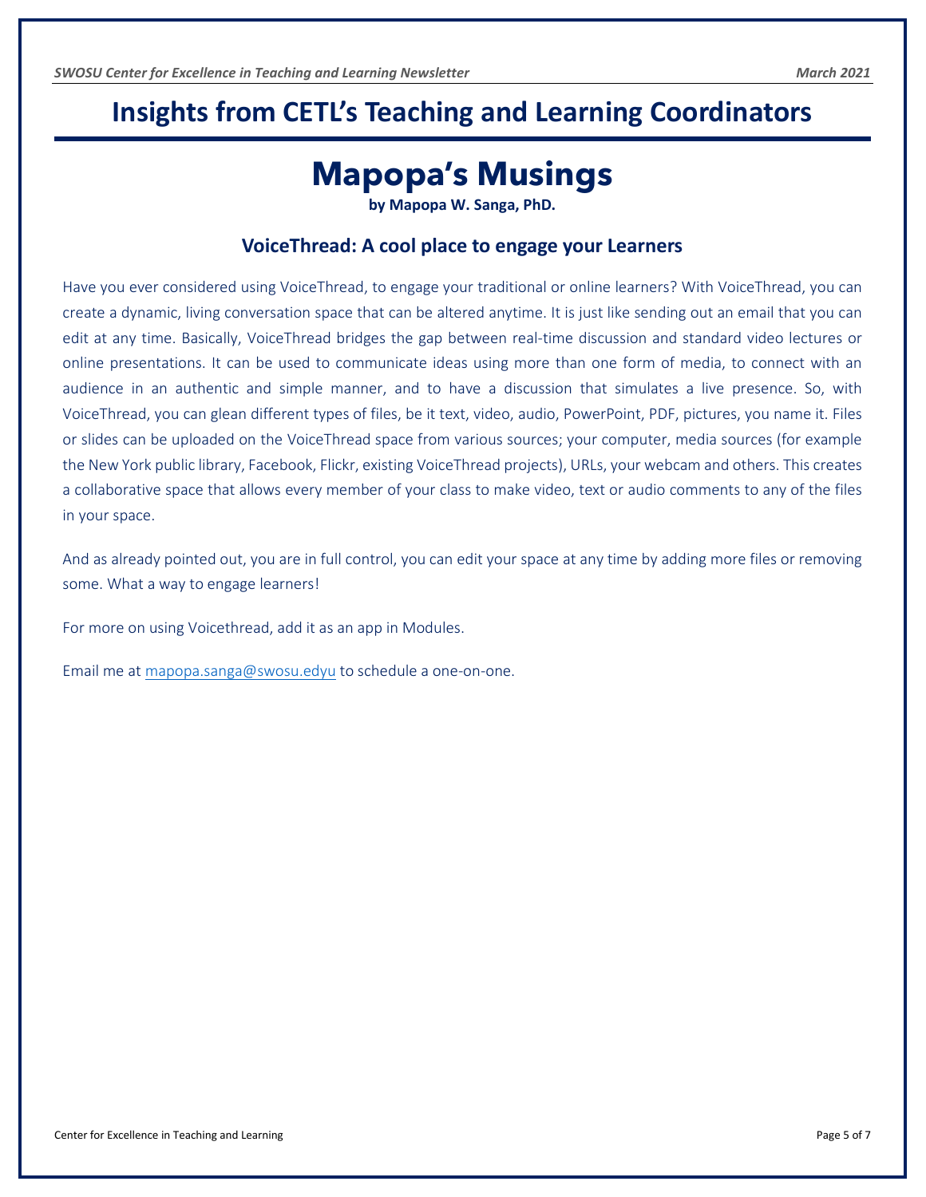# Insights from CETL's Teaching and Learning Coordinators

## Mapopa's Musings

**by Mapopa W. Sanga, PhD.**

### VoiceThread: A cool place to engage your Learners

Have you ever considered using VoiceThread, to engage your traditional or online learners? With VoiceThread, you can create a dynamic, living conversation space that can be altered anytime. It is just like sending out an email that you can edit at any time. Basically, VoiceThread bridges the gap between real-time discussion and standard video lectures or online presentations. It can be used to communicate ideas using more than one form of media, to connect with an audience in an authentic and simple manner, and to have a discussion that simulates a live presence. So, with VoiceThread, you can glean different types of files, be it text, video, audio, PowerPoint, PDF, pictures, you name it. Files or slides can be uploaded on the VoiceThread space from various sources; your computer, media sources (for example the New York public library, Facebook, Flickr, existing VoiceThread projects), URLs, your webcam and others. This creates a collaborative space that allows every member of your class to make video, text or audio comments to any of the files in your space.

And as already pointed out, you are in full control, you can edit your space at any time by adding more files or removing some. What a way to engage learners!

For more on using Voicethread, add it as an app in Modules.

Email me at [mapopa.sanga@swosu.edyu](mailto:mapopa.sanga@swosu.edyu) to schedule a one-on-one.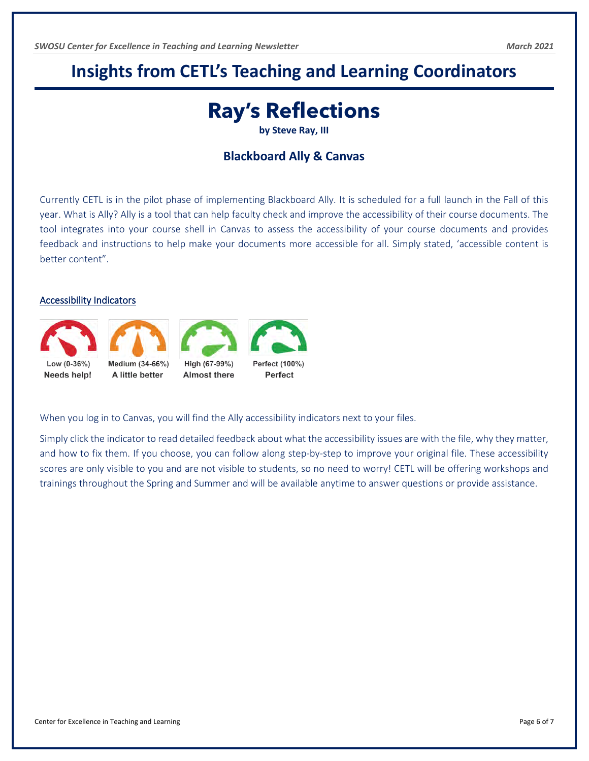# Insights from CETL's Teaching and Learning Coordinators

## Ray's Reflections

**by Steve Ray, III**

### Blackboard Ally & Canvas

Currently CETL is in the pilot phase of implementing Blackboard Ally. It is scheduled for a full launch in the Fall of this year. What is Ally? Ally is a tool that can help faculty check and improve the accessibility of their course documents. The tool integrates into your course shell in Canvas to assess the accessibility of your course documents and provides feedback and instructions to help make your documents more accessible for all. Simply stated, 'accessible content is better content".

Accessibility Indicators

Low (0-36%)
**Needs help!**

Medium (34-66%)
**A little better**

High (67-99%)
**Almost there**

Perfect (100%)
**Perfect**

When you log in to Canvas, you will find the Ally accessibility indicators next to your files.

Simply click the indicator to read detailed feedback about what the accessibility issues are with the file, why they matter, and how to fix them. If you choose, you can follow along step-by-step to improve your original file. These accessibility scores are only visible to you and are not visible to students, so no need to worry! CETL will be offering workshops and trainings throughout the Spring and Summer and will be available anytime to answer questions or provide assistance.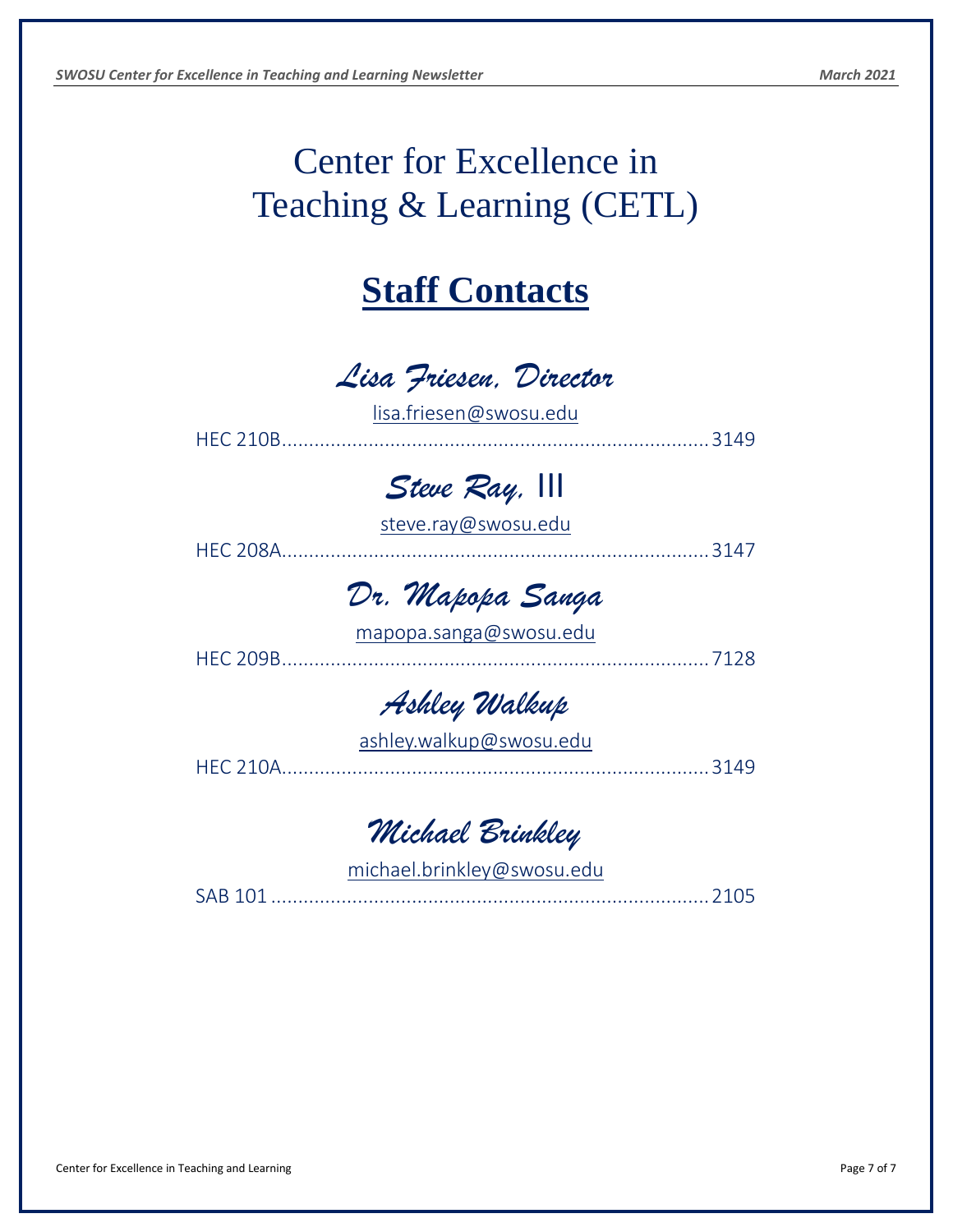# Center for Excellence in Teaching & Learning (CETL)

## Staff Contacts

### *Lisa Friesen, Director*

lisa.friesen@swosu.edu

HEC 210B................................................................................3149

### *Steve Ray,* III

steve.ray@swosu.edu

HEC 208A................................................................................3147

### *Dr. Mapopa Sanga*

mapopa.sanga@swosu.edu

HEC 209B................................................................................7128

### *Ashley Walkup*

ashley.walkup@swosu.edu

HEC 210A................................................................................3149

### *Michael Brinkley*

michael.brinkley@swosu.edu

SAB 101 ..................................................................................2105